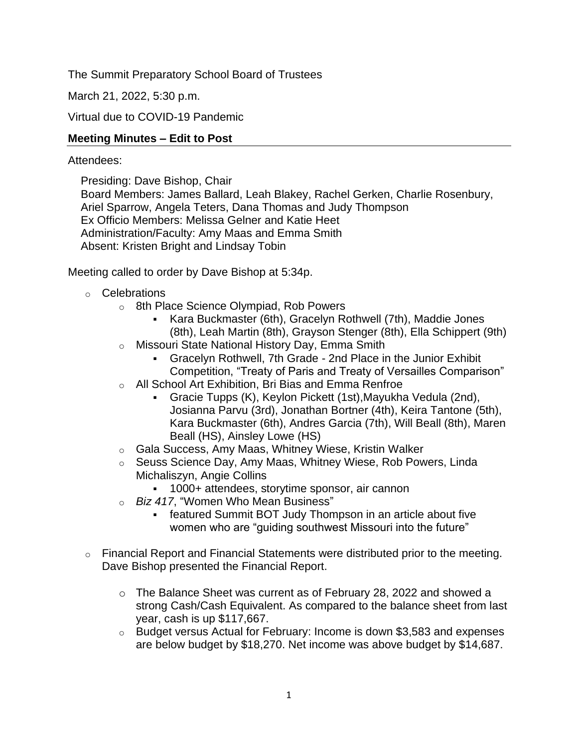The Summit Preparatory School Board of Trustees

March 21, 2022, 5:30 p.m.

Virtual due to COVID-19 Pandemic

**Meeting Minutes – Edit to Post**

Attendees:

Presiding: Dave Bishop, Chair
Board Members: James Ballard, Leah Blakey, Rachel Gerken, Charlie Rosenbury, Ariel Sparrow, Angela Teters, Dana Thomas and Judy Thompson
Ex Officio Members: Melissa Gelner and Katie Heet
Administration/Faculty: Amy Maas and Emma Smith
Absent: Kristen Bright and Lindsay Tobin

Meeting called to order by Dave Bishop at 5:34p.

- Celebrations
  - 8th Place Science Olympiad, Rob Powers
    - Kara Buckmaster (6th), Gracelyn Rothwell (7th), Maddie Jones (8th), Leah Martin (8th), Grayson Stenger (8th), Ella Schippert (9th)
  - Missouri State National History Day, Emma Smith
    - Gracelyn Rothwell, 7th Grade - 2nd Place in the Junior Exhibit Competition, "Treaty of Paris and Treaty of Versailles Comparison"
  - All School Art Exhibition, Bri Bias and Emma Renfroe
    - Gracie Tupps (K), Keylon Pickett (1st),Mayukha Vedula (2nd), Josianna Parvu (3rd), Jonathan Bortner (4th), Keira Tantone (5th), Kara Buckmaster (6th), Andres Garcia (7th), Will Beall (8th), Maren Beall (HS), Ainsley Lowe (HS)
  - Gala Success, Amy Maas, Whitney Wiese, Kristin Walker
  - Seuss Science Day, Amy Maas, Whitney Wiese, Rob Powers, Linda Michaliszyn, Angie Collins
    - 1000+ attendees, storytime sponsor, air cannon
  - *Biz 417*, "Women Who Mean Business"
    - featured Summit BOT Judy Thompson in an article about five women who are "guiding southwest Missouri into the future"

- Financial Report and Financial Statements were distributed prior to the meeting. Dave Bishop presented the Financial Report.
  - The Balance Sheet was current as of February 28, 2022 and showed a strong Cash/Cash Equivalent. As compared to the balance sheet from last year, cash is up $117,667.
  - Budget versus Actual for February: Income is down $3,583 and expenses are below budget by $18,270. Net income was above budget by $14,687.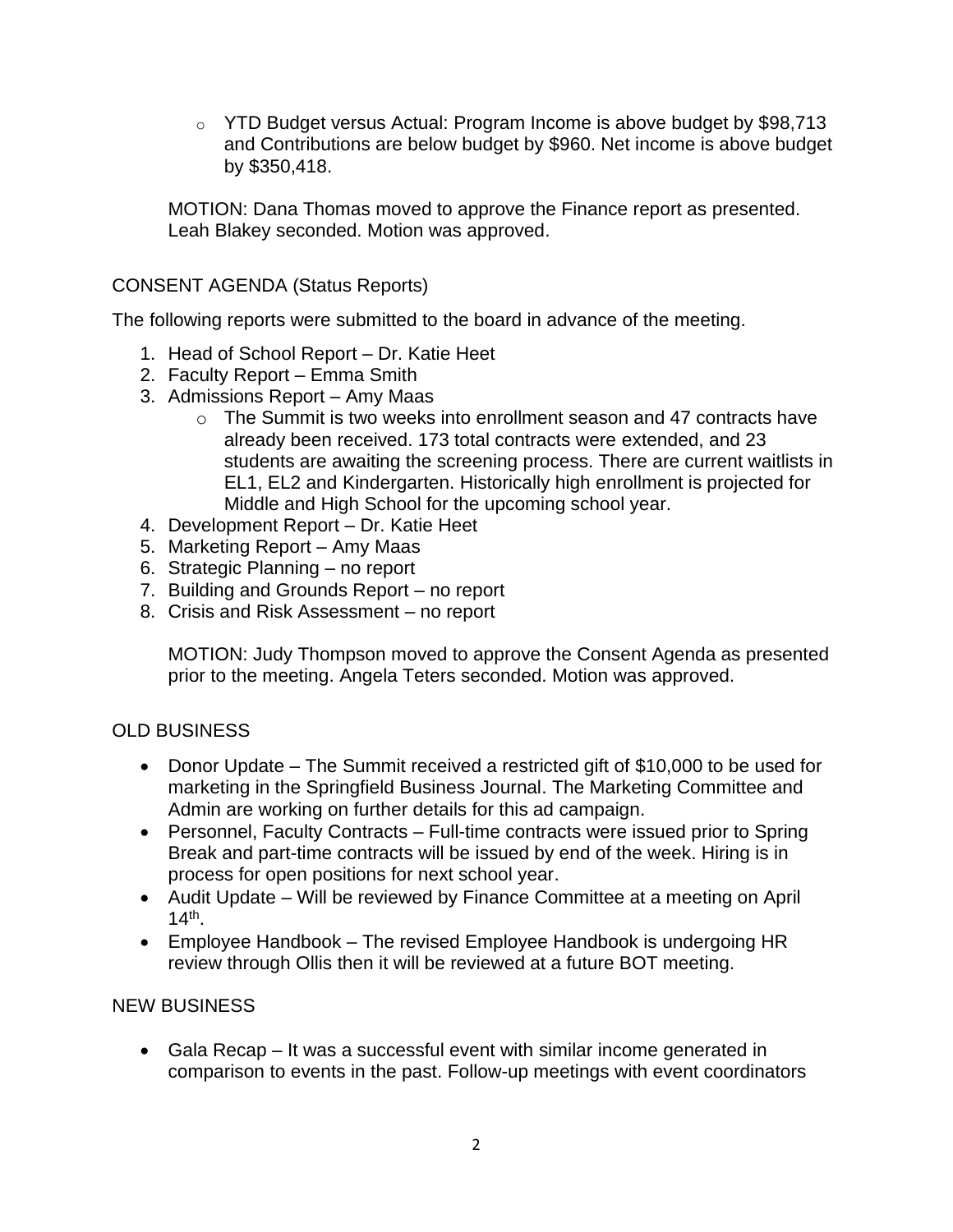- YTD Budget versus Actual: Program Income is above budget by $98,713 and Contributions are below budget by $960. Net income is above budget by $350,418.

MOTION: Dana Thomas moved to approve the Finance report as presented. Leah Blakey seconded. Motion was approved.

CONSENT AGENDA (Status Reports)

The following reports were submitted to the board in advance of the meeting.

1. Head of School Report – Dr. Katie Heet
2. Faculty Report – Emma Smith
3. Admissions Report – Amy Maas
    - The Summit is two weeks into enrollment season and 47 contracts have already been received. 173 total contracts were extended, and 23 students are awaiting the screening process. There are current waitlists in EL1, EL2 and Kindergarten. Historically high enrollment is projected for Middle and High School for the upcoming school year.
4. Development Report – Dr. Katie Heet
5. Marketing Report – Amy Maas
6. Strategic Planning – no report
7. Building and Grounds Report – no report
8. Crisis and Risk Assessment – no report

MOTION: Judy Thompson moved to approve the Consent Agenda as presented prior to the meeting. Angela Teters seconded. Motion was approved.

OLD BUSINESS

- Donor Update – The Summit received a restricted gift of $10,000 to be used for marketing in the Springfield Business Journal. The Marketing Committee and Admin are working on further details for this ad campaign.
- Personnel, Faculty Contracts – Full-time contracts were issued prior to Spring Break and part-time contracts will be issued by end of the week. Hiring is in process for open positions for next school year.
- Audit Update – Will be reviewed by Finance Committee at a meeting on April 14th.
- Employee Handbook – The revised Employee Handbook is undergoing HR review through Ollis then it will be reviewed at a future BOT meeting.

NEW BUSINESS

- Gala Recap – It was a successful event with similar income generated in comparison to events in the past. Follow-up meetings with event coordinators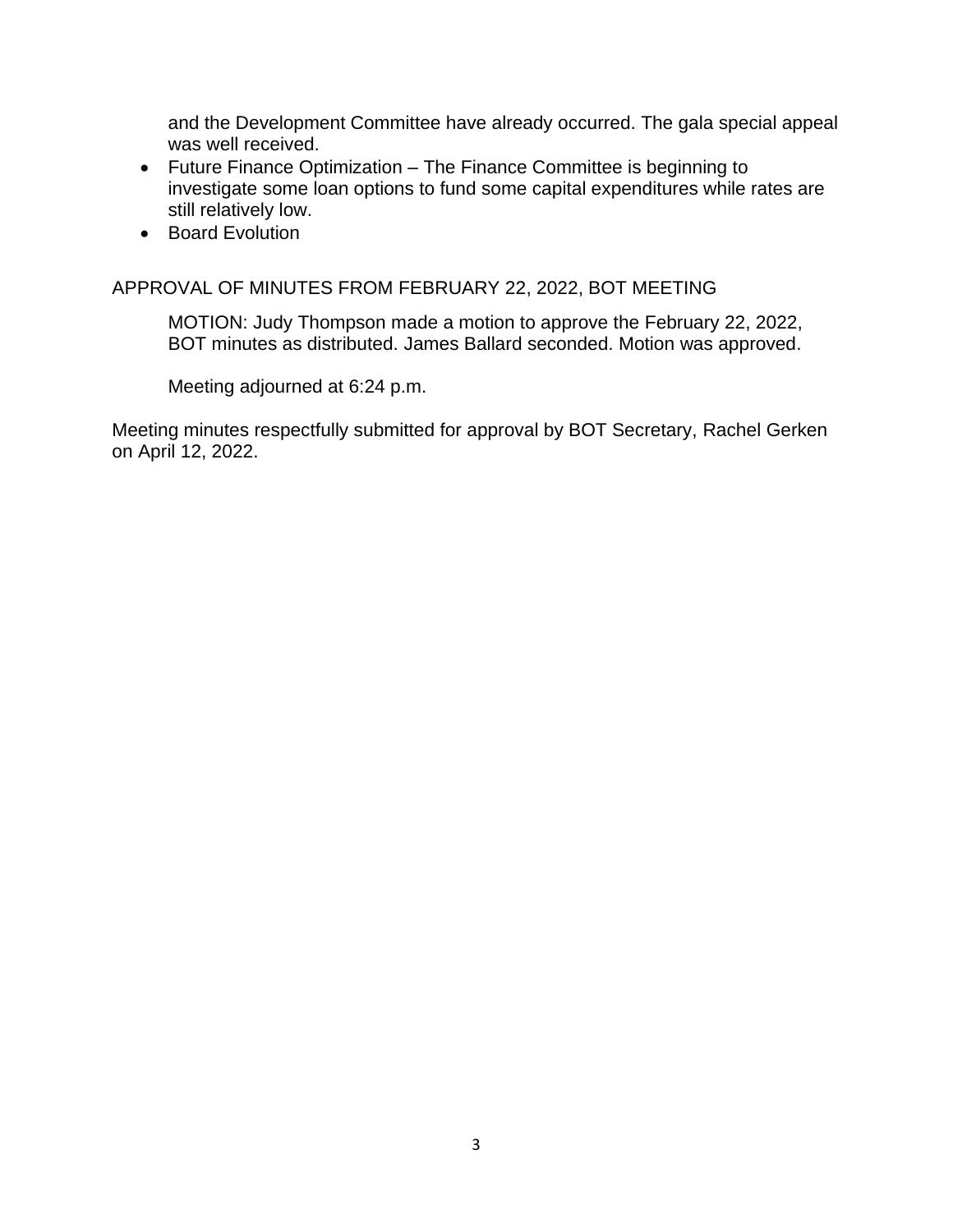and the Development Committee have already occurred. The gala special appeal was well received.

- Future Finance Optimization – The Finance Committee is beginning to investigate some loan options to fund some capital expenditures while rates are still relatively low.
- Board Evolution

APPROVAL OF MINUTES FROM FEBRUARY 22, 2022, BOT MEETING

MOTION: Judy Thompson made a motion to approve the February 22, 2022, BOT minutes as distributed. James Ballard seconded. Motion was approved.

Meeting adjourned at 6:24 p.m.

Meeting minutes respectfully submitted for approval by BOT Secretary, Rachel Gerken on April 12, 2022.